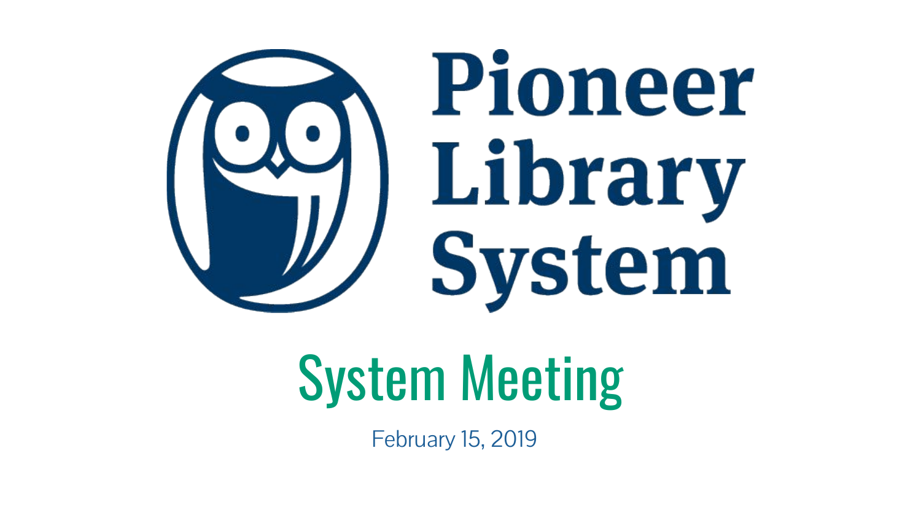# Pioneer Library System

## System Meeting

February 15, 2019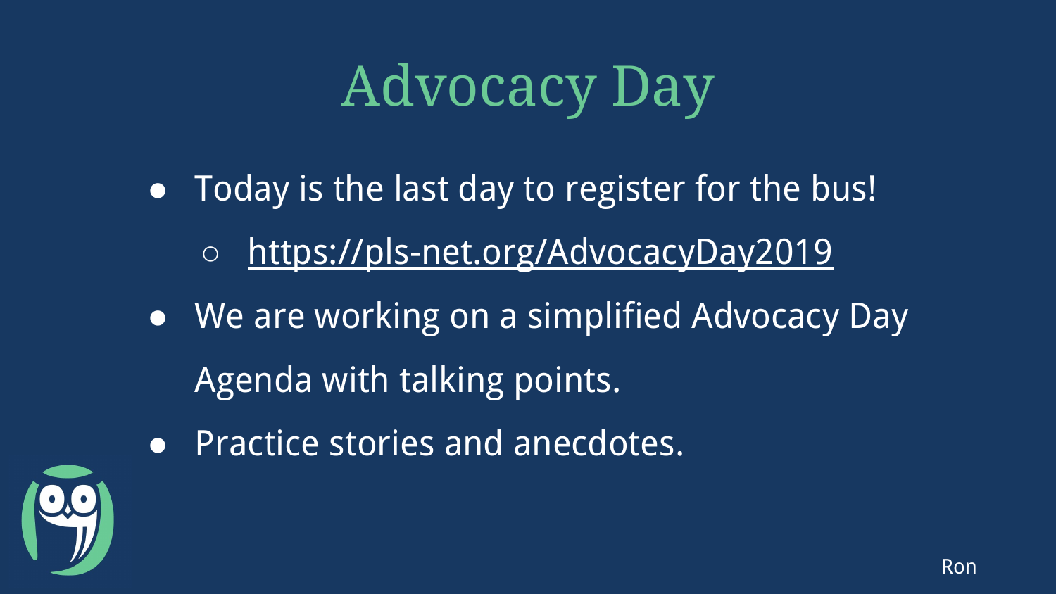# Advocacy Day

- Today is the last day to register for the bus!
  - https://pls-net.org/AdvocacyDay2019
- We are working on a simplified Advocacy Day Agenda with talking points.
- Practice stories and anecdotes.

Ron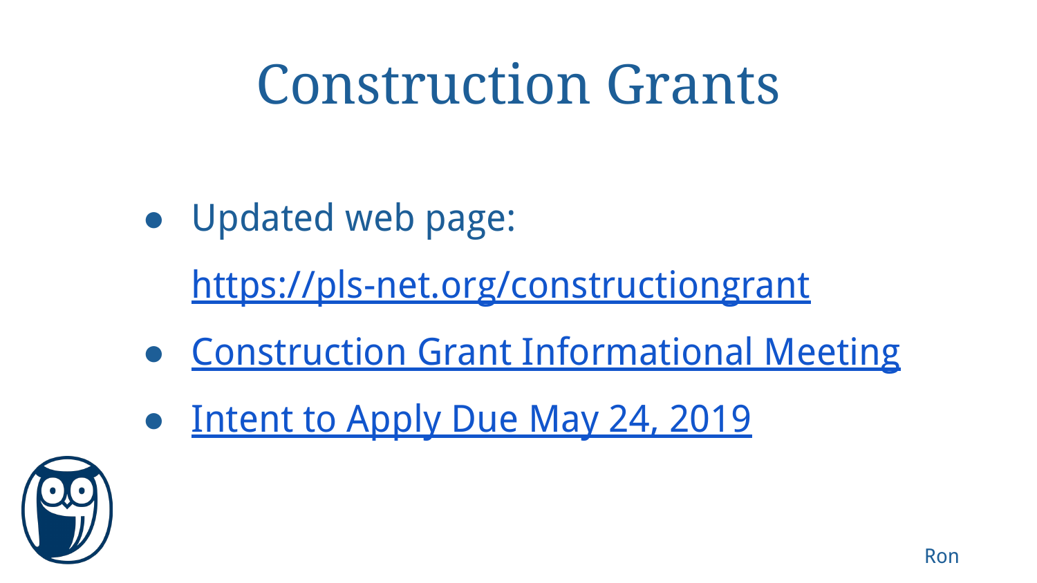# Construction Grants

- Updated web page:
  https://pls-net.org/constructiongrant
- Construction Grant Informational Meeting
- Intent to Apply Due May 24, 2019

Ron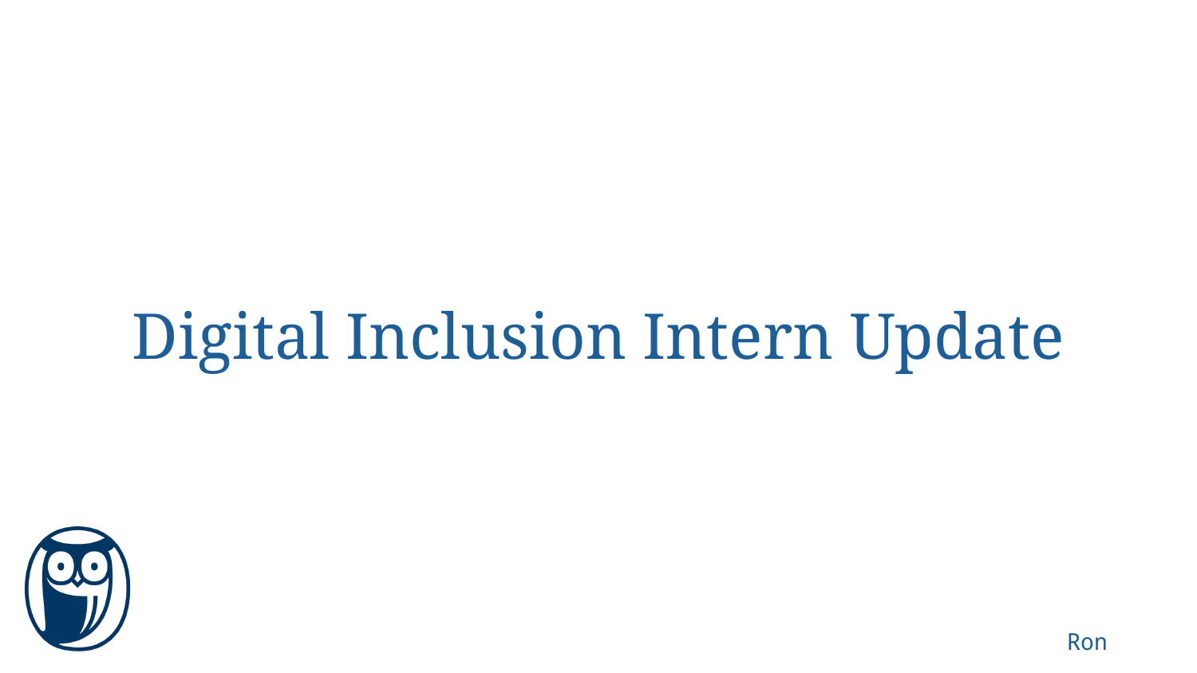# Digital Inclusion Intern Update

Ron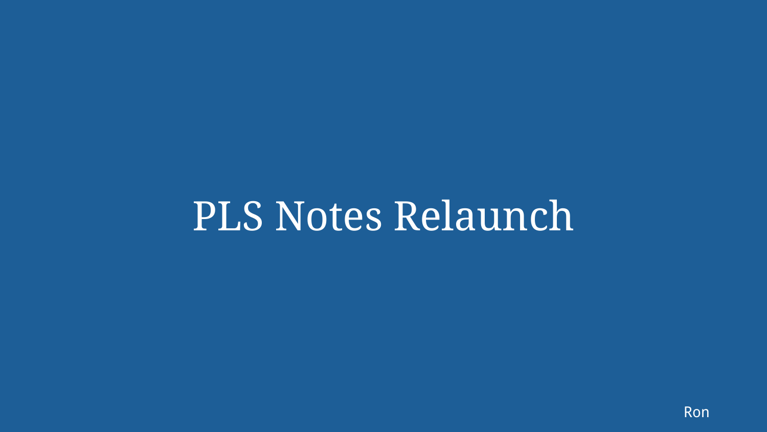# PLS Notes Relaunch

Ron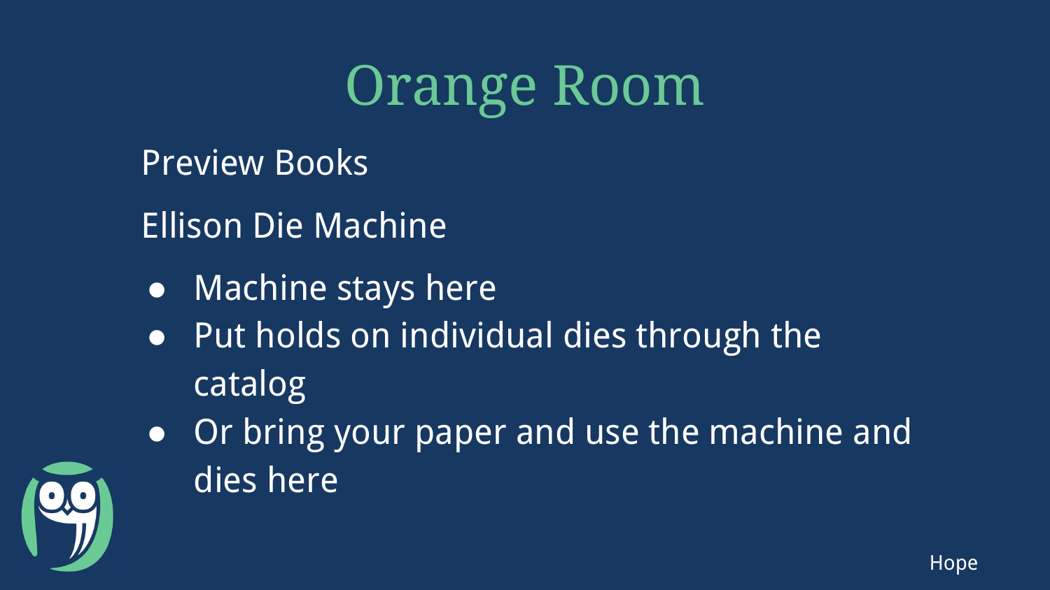# Orange Room

Preview Books

Ellison Die Machine

- Machine stays here
- Put holds on individual dies through the catalog
- Or bring your paper and use the machine and dies here

Hope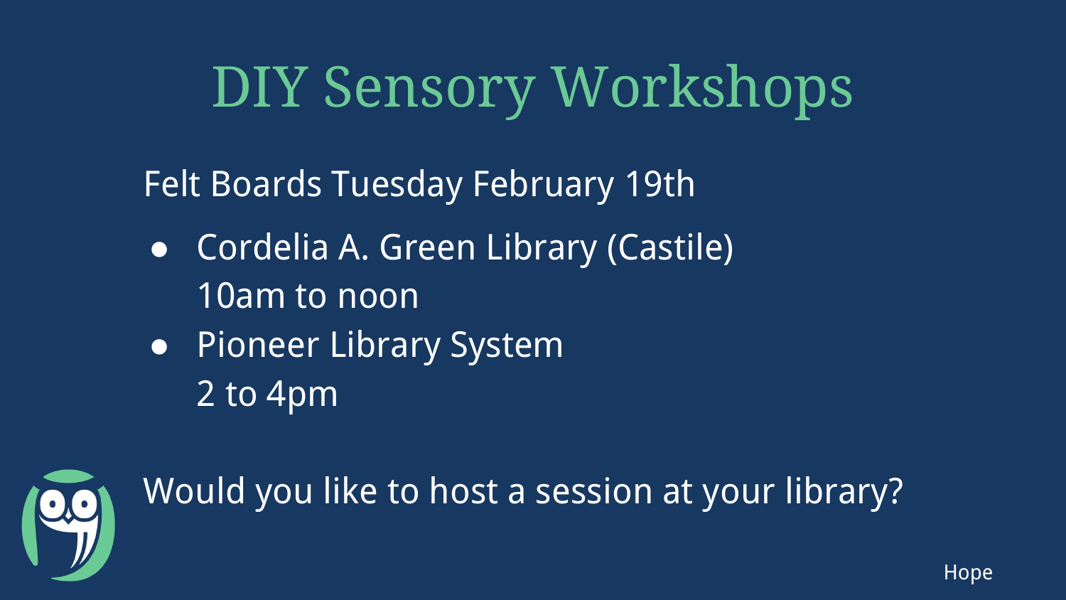# DIY Sensory Workshops

Felt Boards Tuesday February 19th

- Cordelia A. Green Library (Castile)
  10am to noon
- Pioneer Library System
  2 to 4pm

Would you like to host a session at your library?

Hope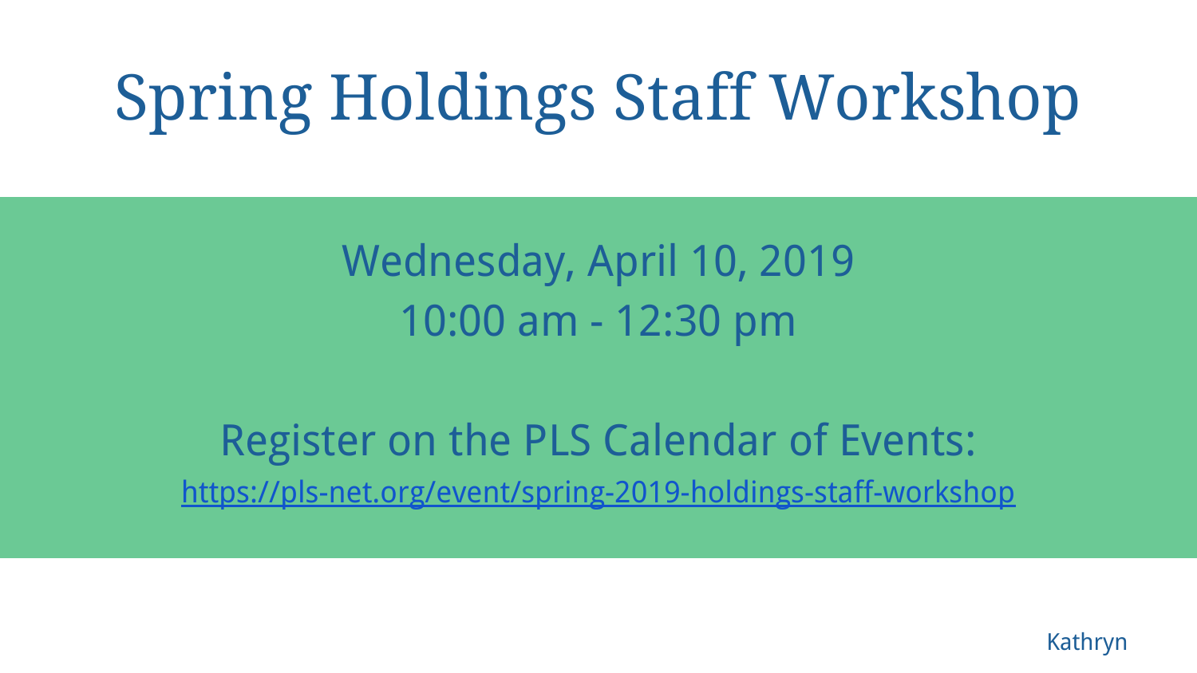# Spring Holdings Staff Workshop

Wednesday, April 10, 2019
10:00 am - 12:30 pm

Register on the PLS Calendar of Events:
[https://pls-net.org/event/spring-2019-holdings-staff-workshop](https://pls-net.org/event/spring-2019-holdings-staff-workshop)

Kathryn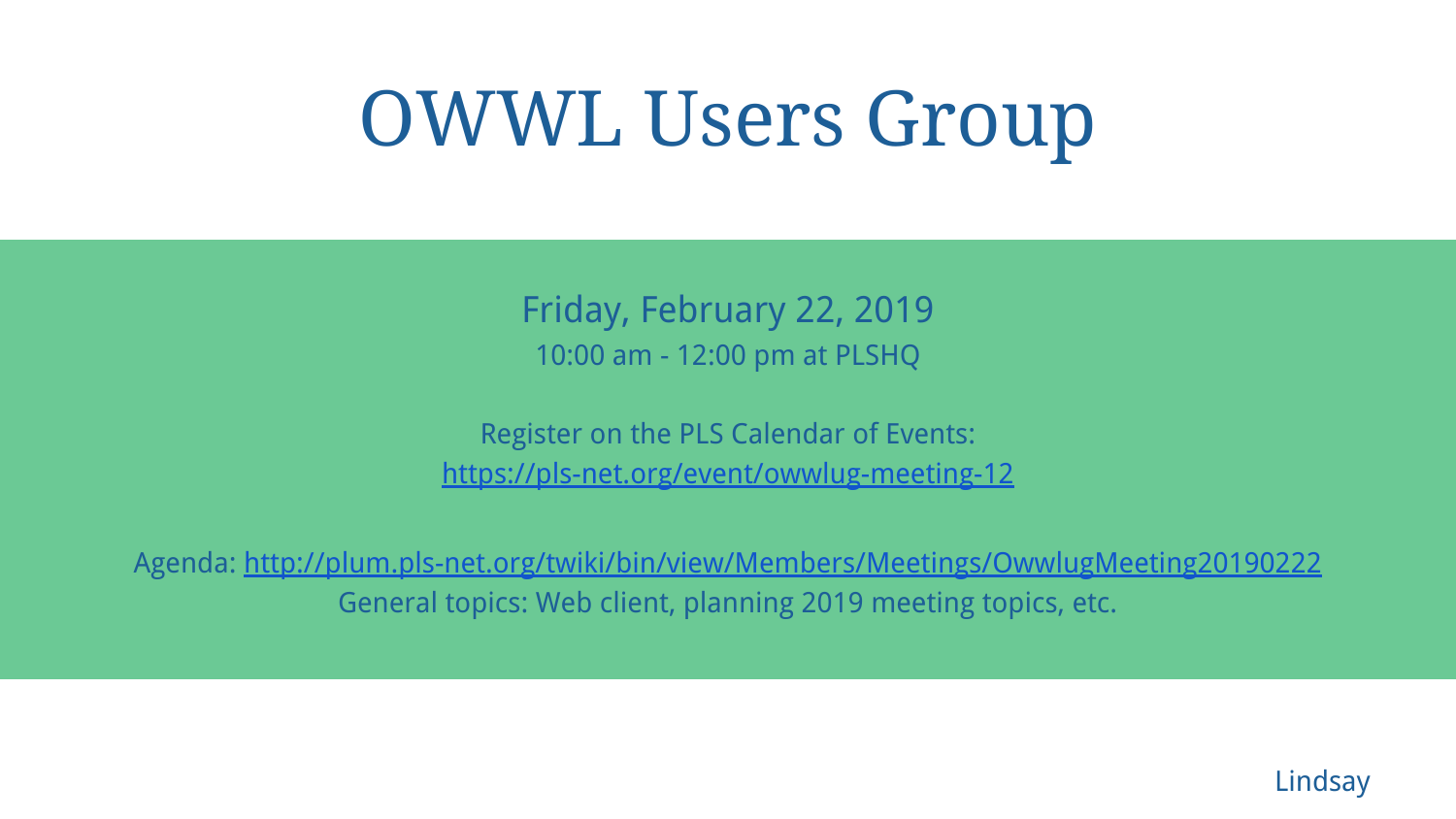# OWWL Users Group

Friday, February 22, 2019

10:00 am - 12:00 pm at PLSHQ

Register on the PLS Calendar of Events:
https://pls-net.org/event/owwlug-meeting-12

Agenda: http://plum.pls-net.org/twiki/bin/view/Members/Meetings/OwwlugMeeting20190222
General topics: Web client, planning 2019 meeting topics, etc.

Lindsay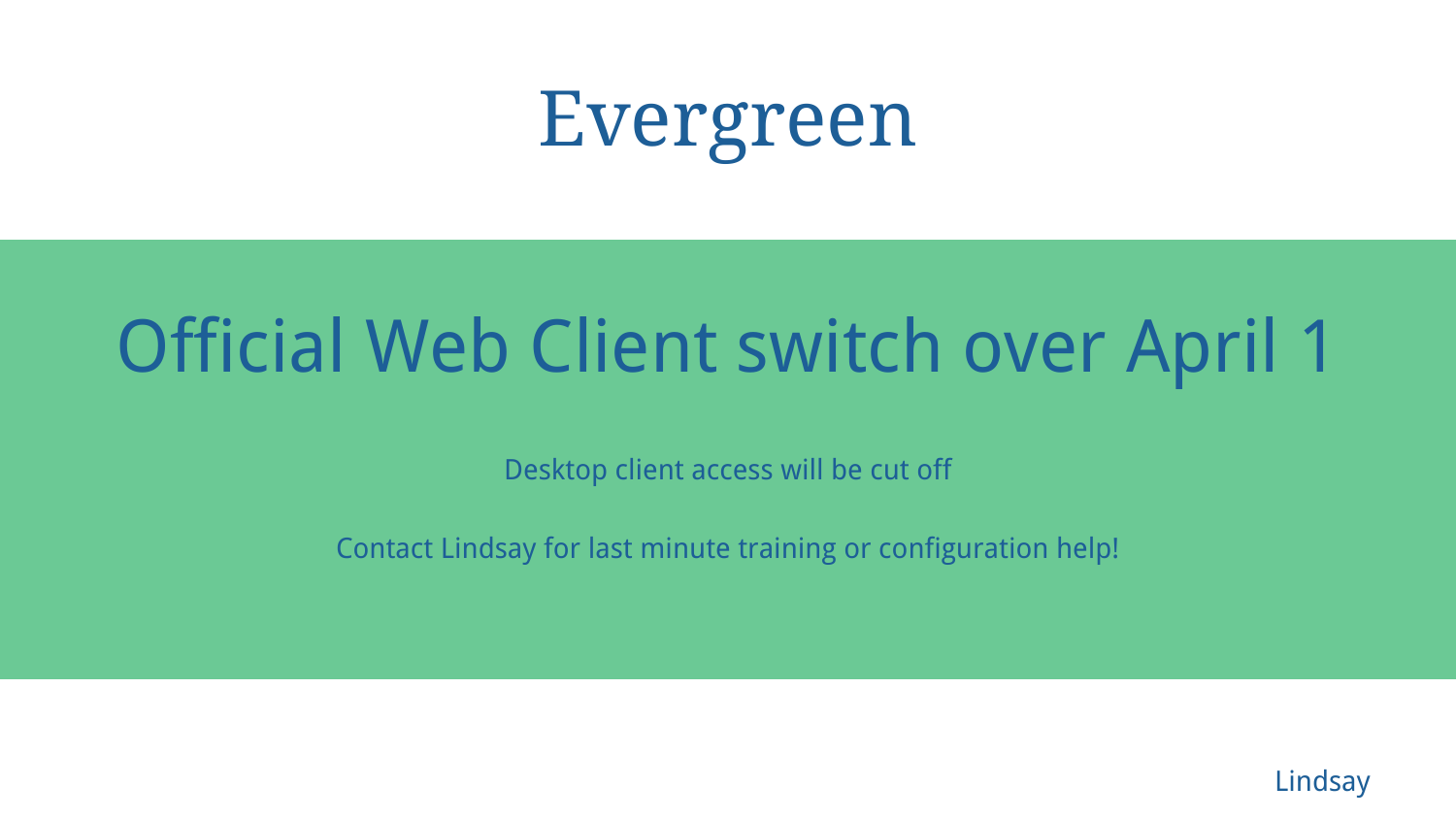# Evergreen

## Official Web Client switch over April 1

Desktop client access will be cut off

Contact Lindsay for last minute training or configuration help!

Lindsay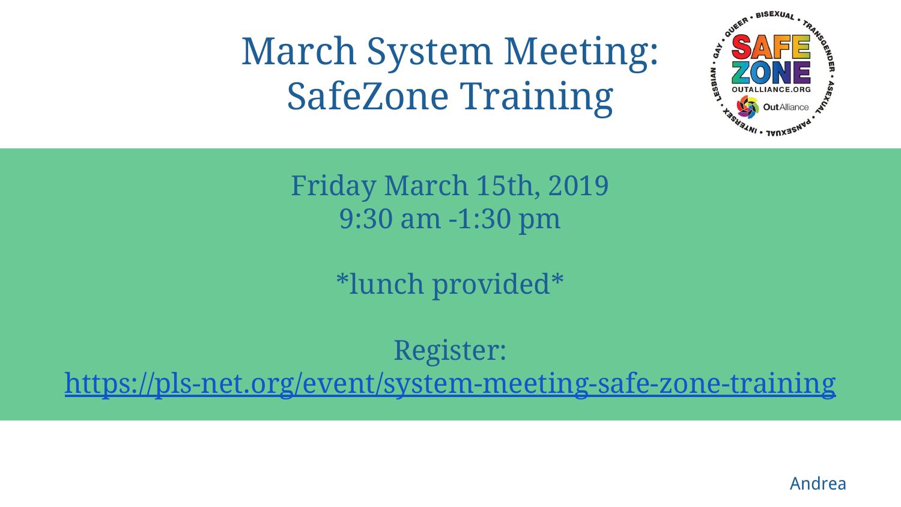# March System Meeting: SafeZone Training

Friday March 15th, 2019
9:30 am -1:30 pm

*lunch provided*

Register:
https://pls-net.org/event/system-meeting-safe-zone-training

Andrea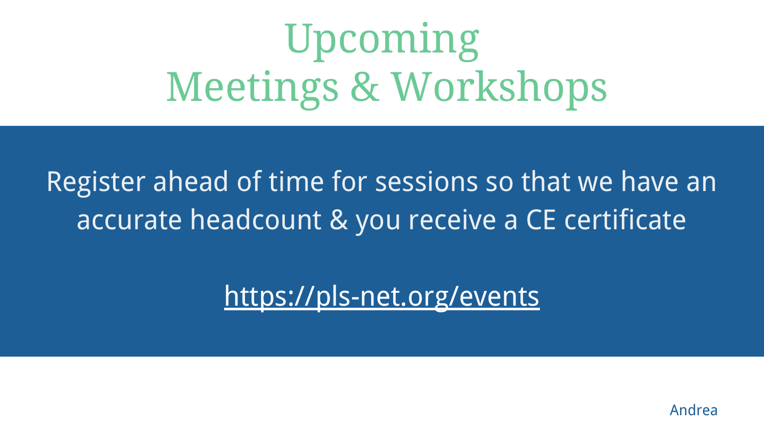# Upcoming Meetings & Workshops

Register ahead of time for sessions so that we have an accurate headcount & you receive a CE certificate

https://pls-net.org/events

Andrea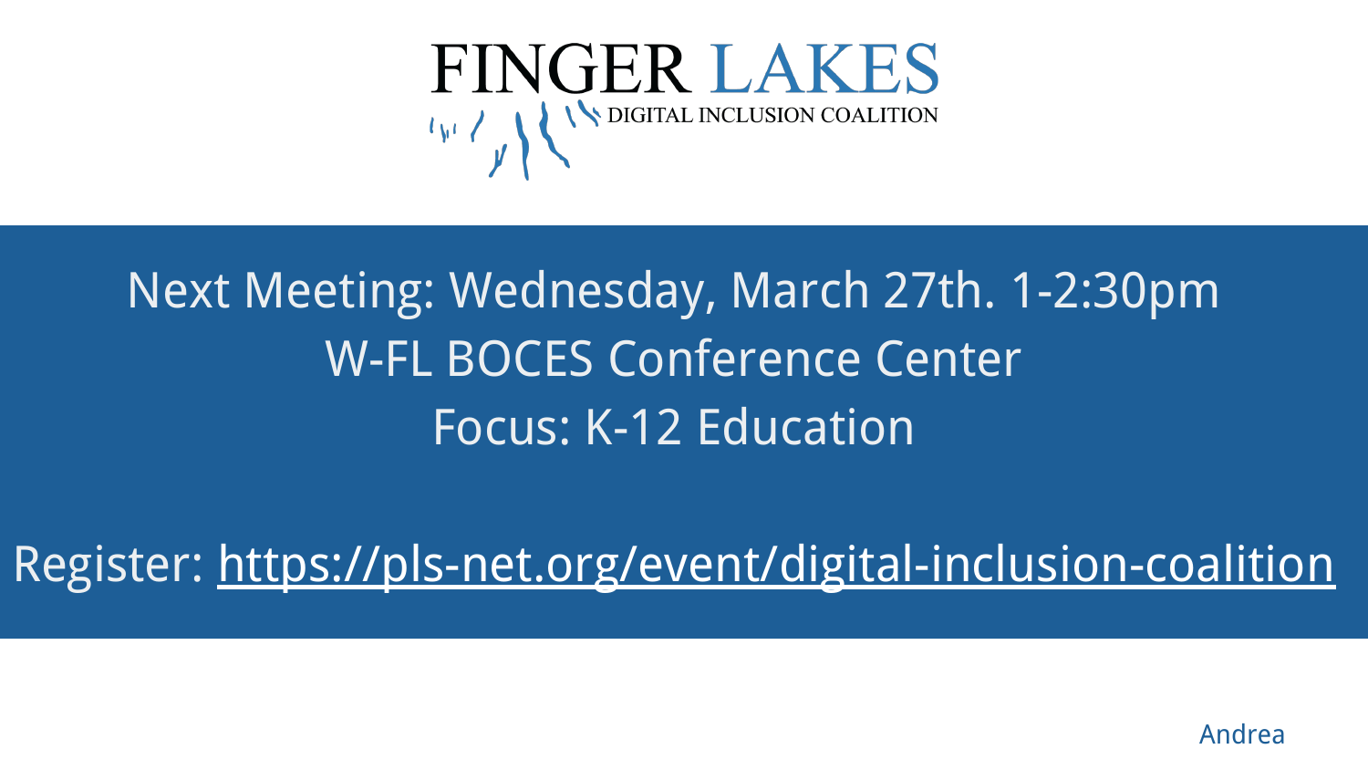# FINGER LAKES
DIGITAL INCLUSION COALITION

Next Meeting: Wednesday, March 27th. 1-2:30pm
W-FL BOCES Conference Center
Focus: K-12 Education

Register: https://pls-net.org/event/digital-inclusion-coalition

Andrea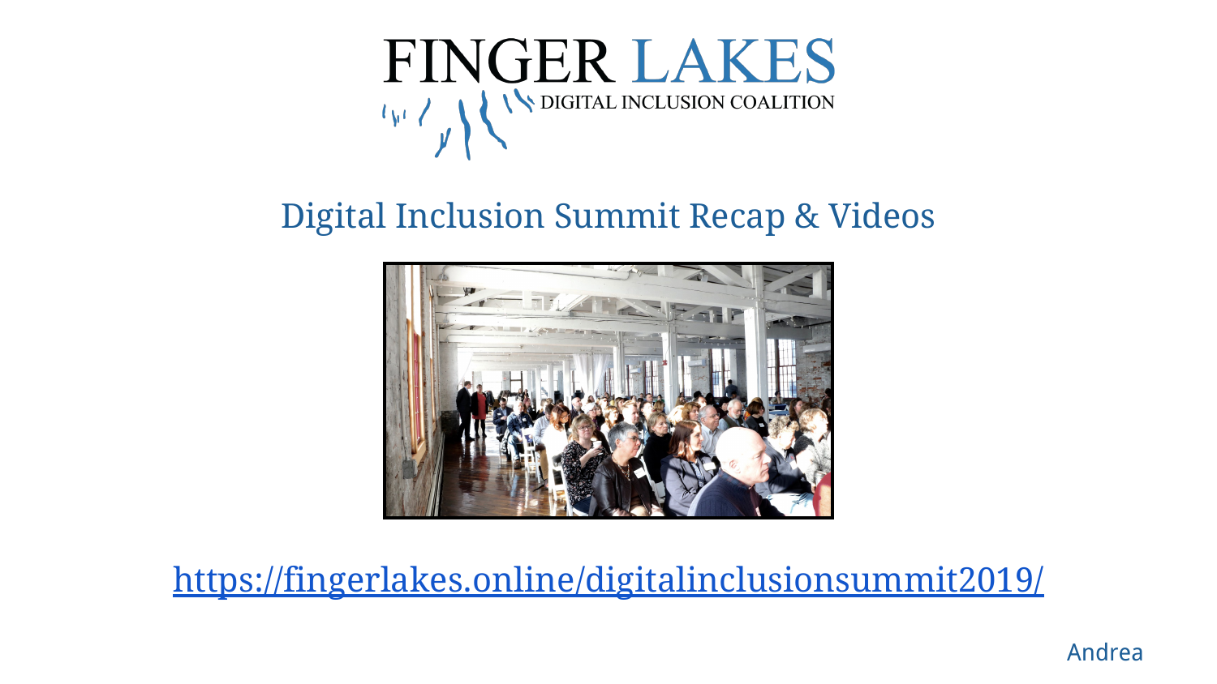FINGER LAKES

DIGITAL INCLUSION COALITION

## Digital Inclusion Summit Recap & Videos

https://fingerlakes.online/digitalinclusionsummit2019/

Andrea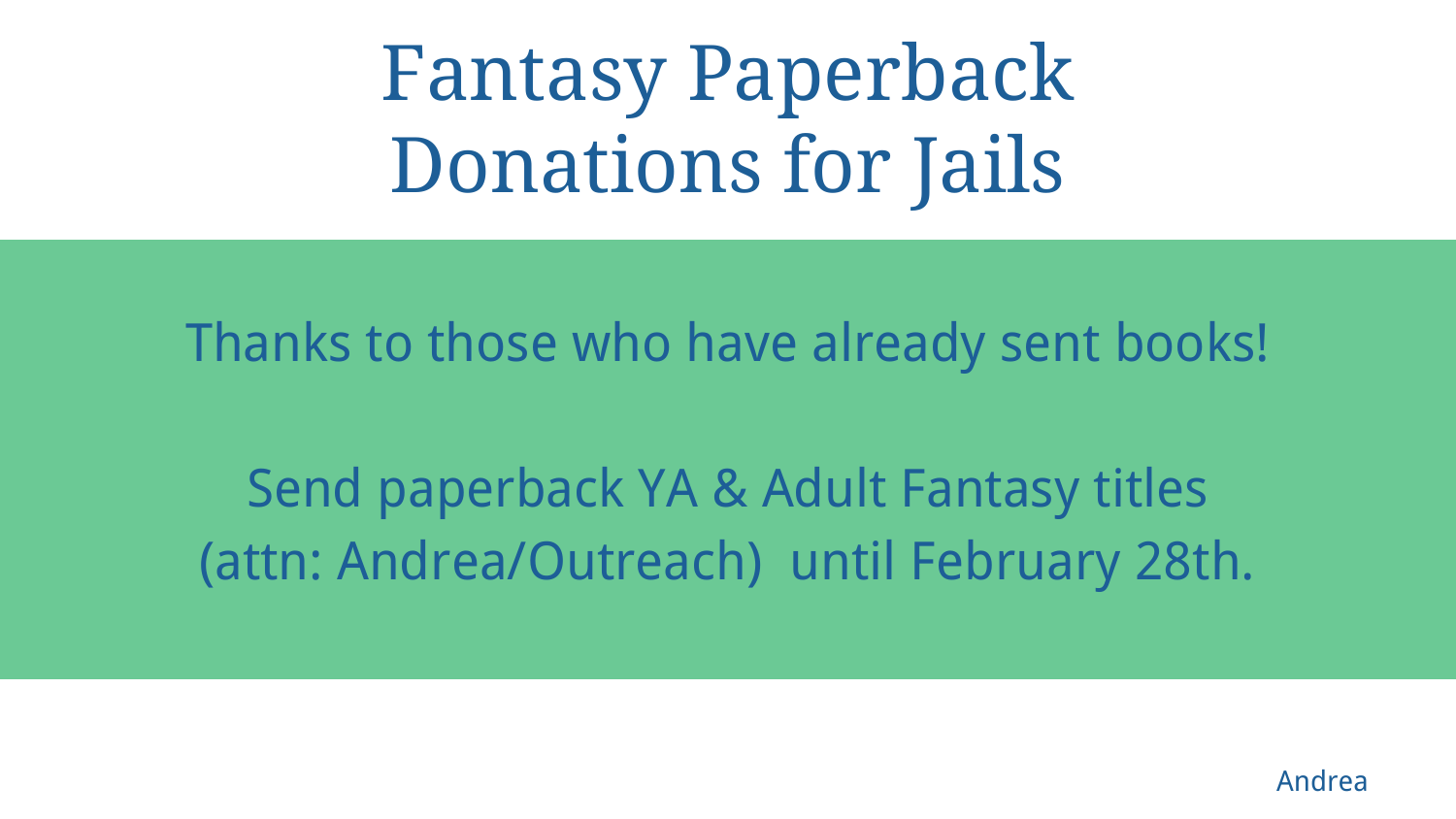# Fantasy Paperback Donations for Jails

Thanks to those who have already sent books!

Send paperback YA & Adult Fantasy titles (attn: Andrea/Outreach) until February 28th.

Andrea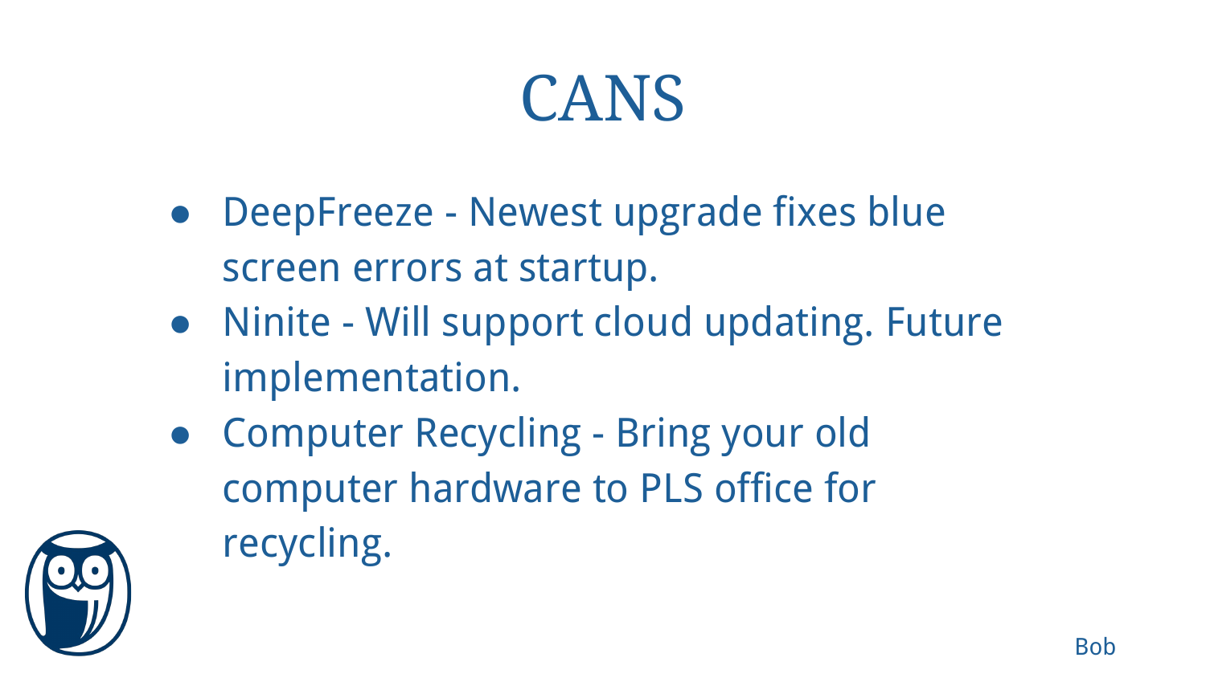# CANS

- DeepFreeze - Newest upgrade fixes blue screen errors at startup.
- Ninite - Will support cloud updating. Future implementation.
- Computer Recycling - Bring your old computer hardware to PLS office for recycling.

Bob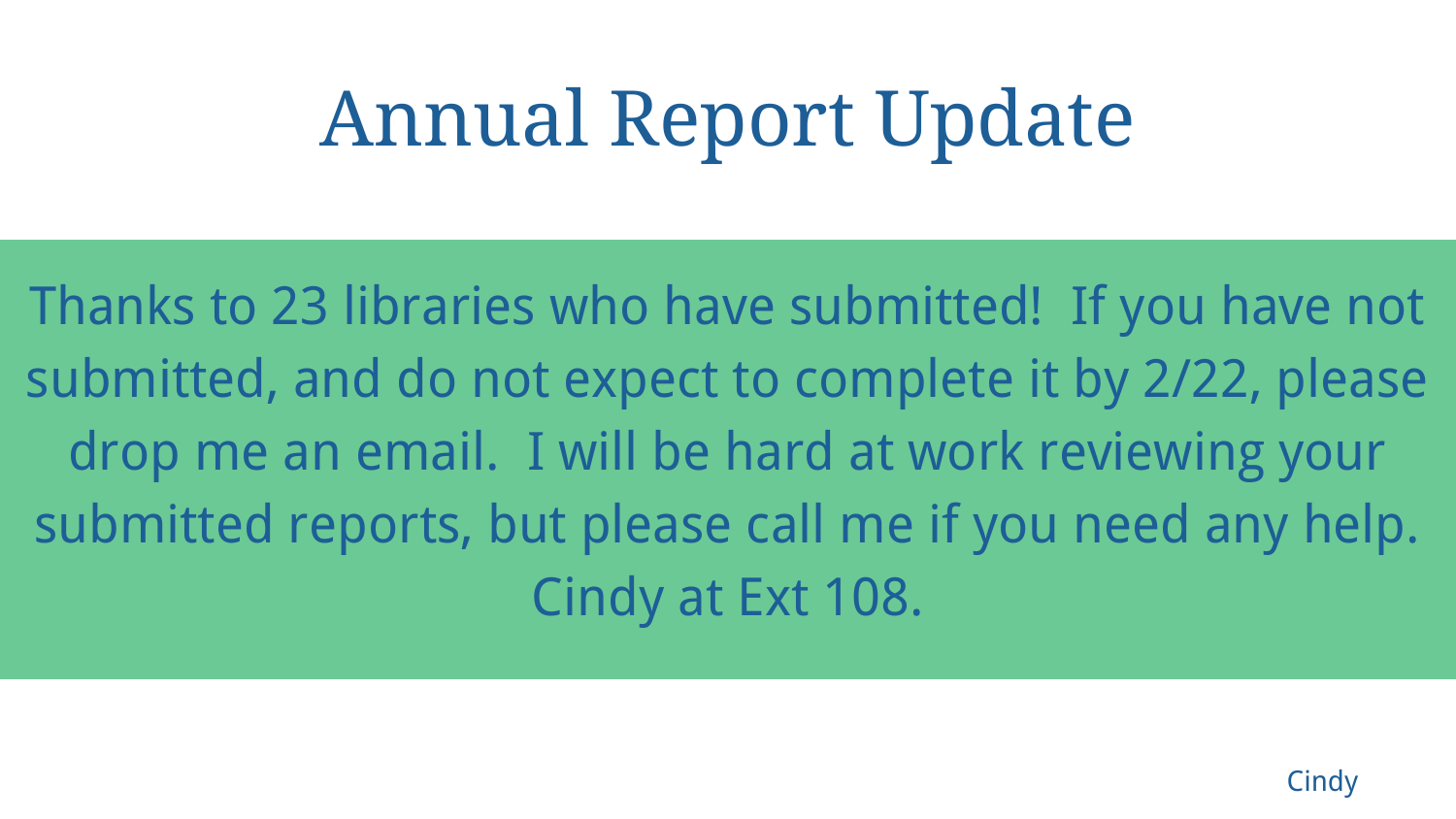# Annual Report Update

Thanks to 23 libraries who have submitted! If you have not submitted, and do not expect to complete it by 2/22, please drop me an email. I will be hard at work reviewing your submitted reports, but please call me if you need any help. Cindy at Ext 108.

Cindy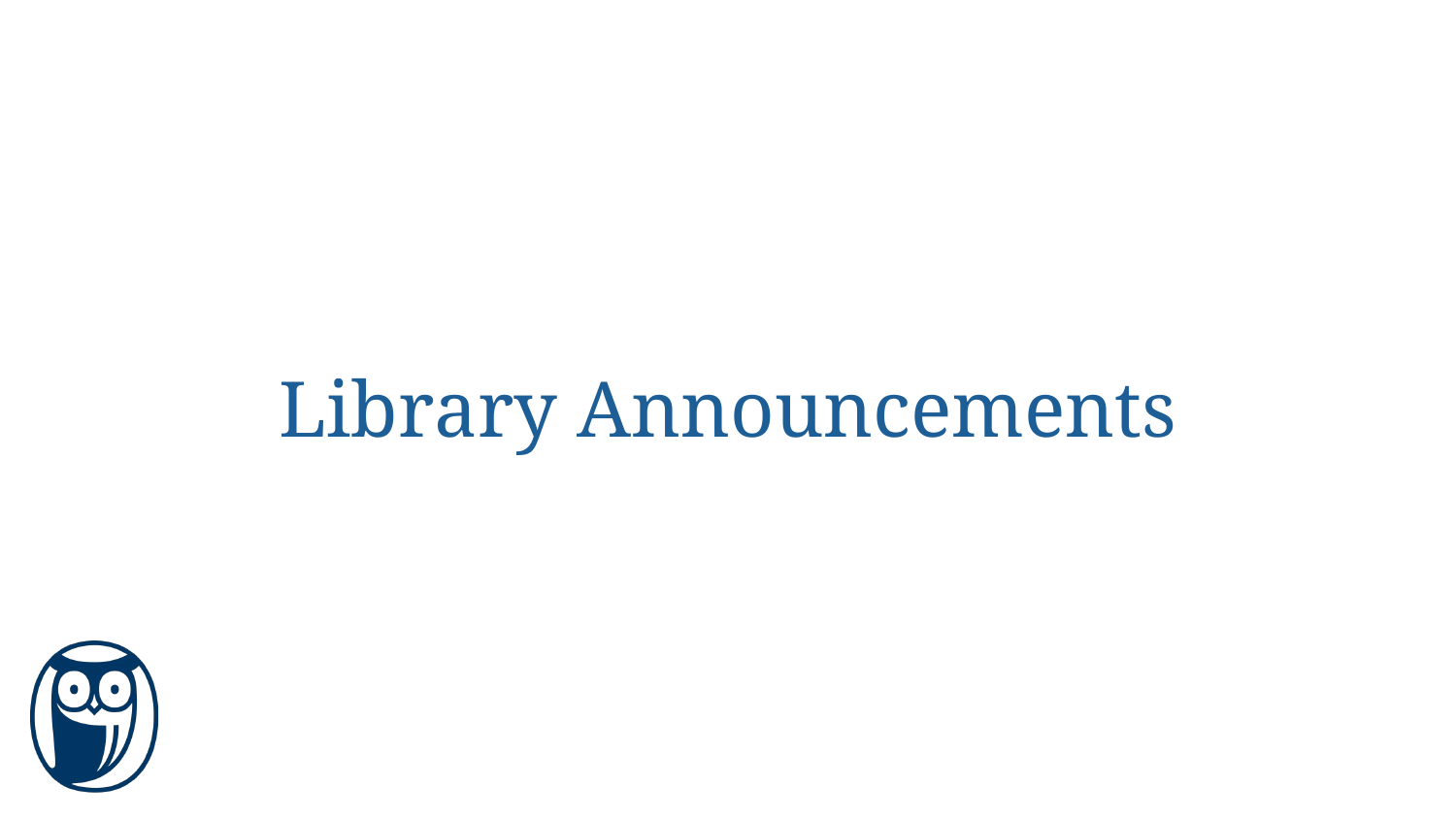# Library Announcements